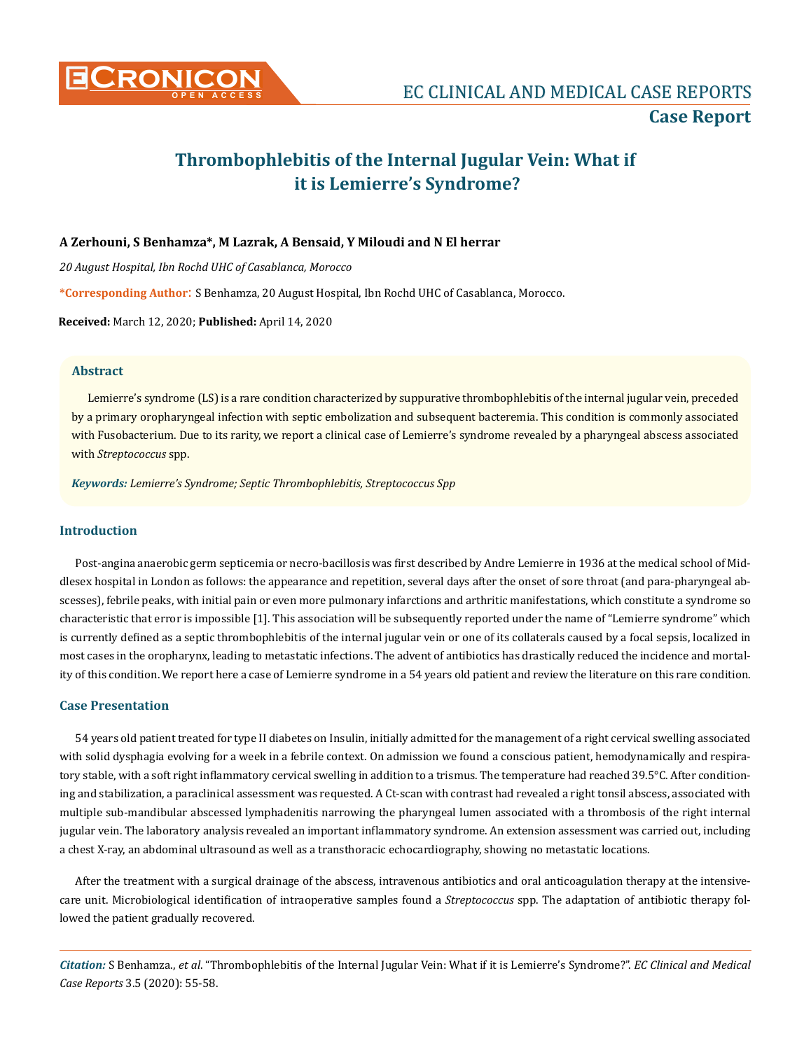# Thrombophlebitis of the Internal Jugular Vein: What if it is Lemierre's Syndrome?

**A Zerhouni, S Benhamza*, M Lazrak, A Bensaid, Y Miloudi and N El herrar**

*20 August Hospital, Ibn Rochd UHC of Casablanca, Morocco*

***Corresponding Author**: S Benhamza, 20 August Hospital, Ibn Rochd UHC of Casablanca, Morocco.

**Received:** March 12, 2020; **Published:** April 14, 2020

## Abstract

Lemierre's syndrome (LS) is a rare condition characterized by suppurative thrombophlebitis of the internal jugular vein, preceded by a primary oropharyngeal infection with septic embolization and subsequent bacteremia. This condition is commonly associated with Fusobacterium. Due to its rarity, we report a clinical case of Lemierre's syndrome revealed by a pharyngeal abscess associated with *Streptococcus* spp.

***Keywords:*** *Lemierre's Syndrome; Septic Thrombophlebitis, Streptococcus Spp*

## Introduction

Post-angina anaerobic germ septicemia or necro-bacillosis was first described by Andre Lemierre in 1936 at the medical school of Middlesex hospital in London as follows: the appearance and repetition, several days after the onset of sore throat (and para-pharyngeal abscesses), febrile peaks, with initial pain or even more pulmonary infarctions and arthritic manifestations, which constitute a syndrome so characteristic that error is impossible [1]. This association will be subsequently reported under the name of "Lemierre syndrome" which is currently defined as a septic thrombophlebitis of the internal jugular vein or one of its collaterals caused by a focal sepsis, localized in most cases in the oropharynx, leading to metastatic infections. The advent of antibiotics has drastically reduced the incidence and mortality of this condition. We report here a case of Lemierre syndrome in a 54 years old patient and review the literature on this rare condition.

## Case Presentation

54 years old patient treated for type II diabetes on Insulin, initially admitted for the management of a right cervical swelling associated with solid dysphagia evolving for a week in a febrile context. On admission we found a conscious patient, hemodynamically and respiratory stable, with a soft right inflammatory cervical swelling in addition to a trismus. The temperature had reached 39.5°C. After conditioning and stabilization, a paraclinical assessment was requested. A Ct-scan with contrast had revealed a right tonsil abscess, associated with multiple sub-mandibular abscessed lymphadenitis narrowing the pharyngeal lumen associated with a thrombosis of the right internal jugular vein. The laboratory analysis revealed an important inflammatory syndrome. An extension assessment was carried out, including a chest X-ray, an abdominal ultrasound as well as a transthoracic echocardiography, showing no metastatic locations.

After the treatment with a surgical drainage of the abscess, intravenous antibiotics and oral anticoagulation therapy at the intensive-care unit. Microbiological identification of intraoperative samples found a *Streptococcus* spp. The adaptation of antibiotic therapy followed the patient gradually recovered.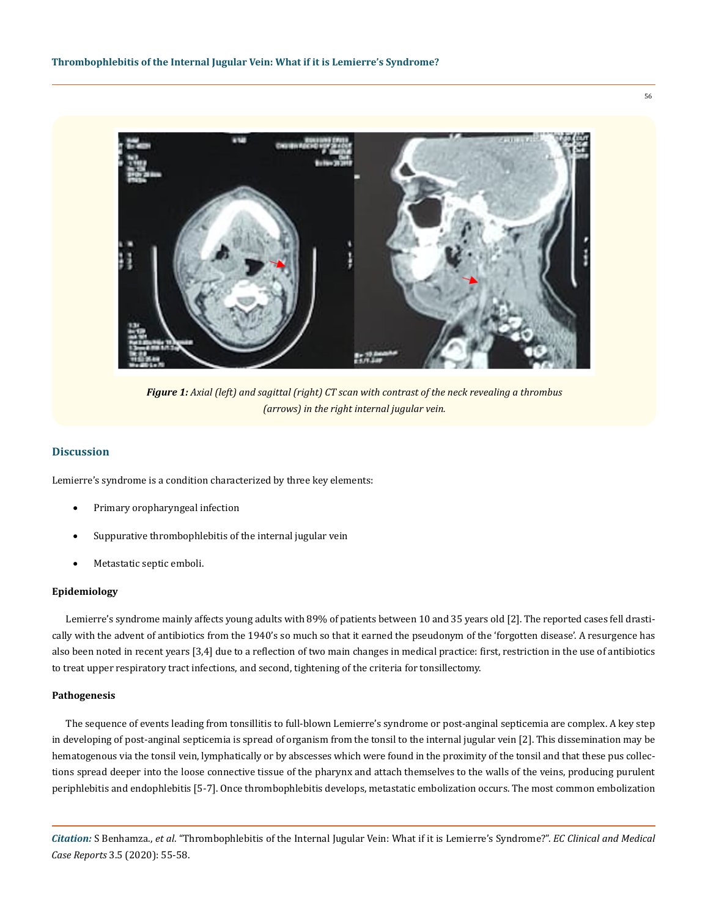*Figure 1: Axial (left) and sagittal (right) CT scan with contrast of the neck revealing a thrombus (arrows) in the right internal jugular vein.*

## Discussion

Lemierre's syndrome is a condition characterized by three key elements:

- Primary oropharyngeal infection
- Suppurative thrombophlebitis of the internal jugular vein
- Metastatic septic emboli.

### Epidemiology

Lemierre's syndrome mainly affects young adults with 89% of patients between 10 and 35 years old [2]. The reported cases fell drastically with the advent of antibiotics from the 1940's so much so that it earned the pseudonym of the 'forgotten disease'. A resurgence has also been noted in recent years [3,4] due to a reflection of two main changes in medical practice: first, restriction in the use of antibiotics to treat upper respiratory tract infections, and second, tightening of the criteria for tonsillectomy.

### Pathogenesis

The sequence of events leading from tonsillitis to full-blown Lemierre's syndrome or post-anginal septicemia are complex. A key step in developing of post-anginal septicemia is spread of organism from the tonsil to the internal jugular vein [2]. This dissemination may be hematogenous via the tonsil vein, lymphatically or by abscesses which were found in the proximity of the tonsil and that these pus collections spread deeper into the loose connective tissue of the pharynx and attach themselves to the walls of the veins, producing purulent periphlebitis and endophlebitis [5-7]. Once thrombophlebitis develops, metastatic embolization occurs. The most common embolization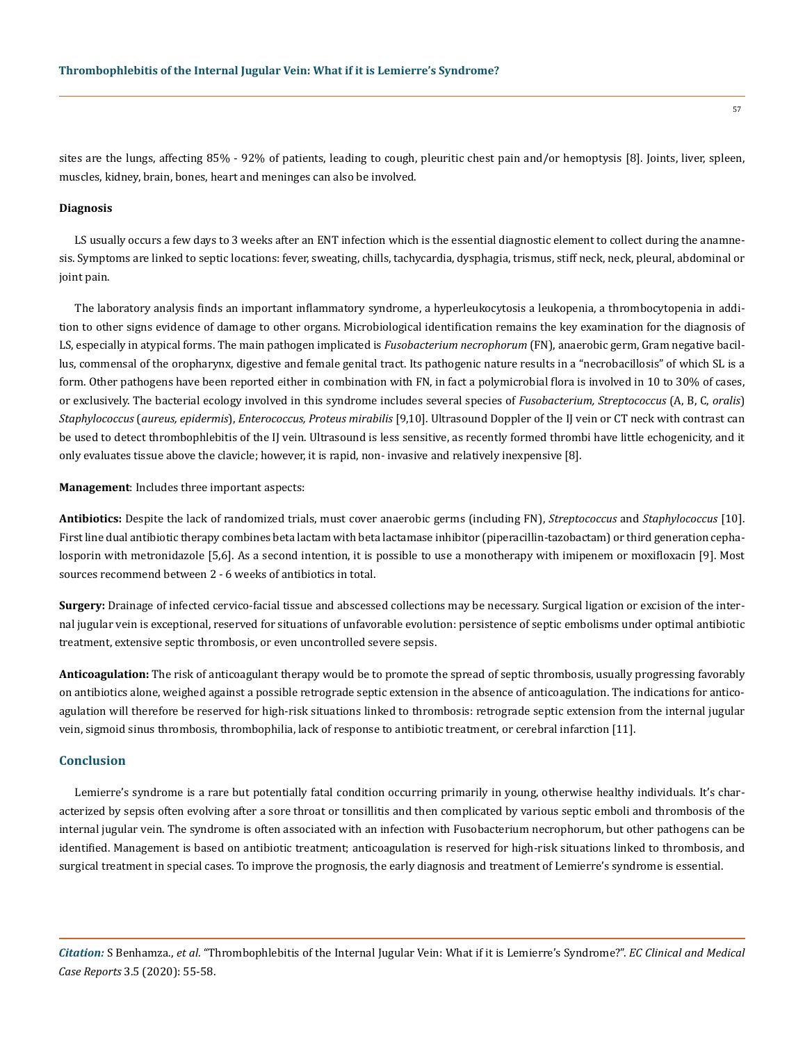sites are the lungs, affecting 85% - 92% of patients, leading to cough, pleuritic chest pain and/or hemoptysis [8]. Joints, liver, spleen, muscles, kidney, brain, bones, heart and meninges can also be involved.

**Diagnosis**

LS usually occurs a few days to 3 weeks after an ENT infection which is the essential diagnostic element to collect during the anamnesis. Symptoms are linked to septic locations: fever, sweating, chills, tachycardia, dysphagia, trismus, stiff neck, neck, pleural, abdominal or joint pain.

The laboratory analysis finds an important inflammatory syndrome, a hyperleukocytosis a leukopenia, a thrombocytopenia in addition to other signs evidence of damage to other organs. Microbiological identification remains the key examination for the diagnosis of LS, especially in atypical forms. The main pathogen implicated is *Fusobacterium necrophorum* (FN), anaerobic germ, Gram negative bacillus, commensal of the oropharynx, digestive and female genital tract. Its pathogenic nature results in a "necrobacillosis" of which SL is a form. Other pathogens have been reported either in combination with FN, in fact a polymicrobial flora is involved in 10 to 30% of cases, or exclusively. The bacterial ecology involved in this syndrome includes several species of *Fusobacterium, Streptococcus* (A, B, C, *oralis*) *Staphylococcus* (*aureus, epidermis*), *Enterococcus, Proteus mirabilis* [9,10]. Ultrasound Doppler of the IJ vein or CT neck with contrast can be used to detect thrombophlebitis of the IJ vein. Ultrasound is less sensitive, as recently formed thrombi have little echogenicity, and it only evaluates tissue above the clavicle; however, it is rapid, non- invasive and relatively inexpensive [8].

**Management**: Includes three important aspects:

**Antibiotics:** Despite the lack of randomized trials, must cover anaerobic germs (including FN), *Streptococcus* and *Staphylococcus* [10]. First line dual antibiotic therapy combines beta lactam with beta lactamase inhibitor (piperacillin-tazobactam) or third generation cephalosporin with metronidazole [5,6]. As a second intention, it is possible to use a monotherapy with imipenem or moxifloxacin [9]. Most sources recommend between 2 - 6 weeks of antibiotics in total.

**Surgery:** Drainage of infected cervico-facial tissue and abscessed collections may be necessary. Surgical ligation or excision of the internal jugular vein is exceptional, reserved for situations of unfavorable evolution: persistence of septic embolisms under optimal antibiotic treatment, extensive septic thrombosis, or even uncontrolled severe sepsis.

**Anticoagulation:** The risk of anticoagulant therapy would be to promote the spread of septic thrombosis, usually progressing favorably on antibiotics alone, weighed against a possible retrograde septic extension in the absence of anticoagulation. The indications for anticoagulation will therefore be reserved for high-risk situations linked to thrombosis: retrograde septic extension from the internal jugular vein, sigmoid sinus thrombosis, thrombophilia, lack of response to antibiotic treatment, or cerebral infarction [11].

## Conclusion

Lemierre's syndrome is a rare but potentially fatal condition occurring primarily in young, otherwise healthy individuals. It's characterized by sepsis often evolving after a sore throat or tonsillitis and then complicated by various septic emboli and thrombosis of the internal jugular vein. The syndrome is often associated with an infection with Fusobacterium necrophorum, but other pathogens can be identified. Management is based on antibiotic treatment; anticoagulation is reserved for high-risk situations linked to thrombosis, and surgical treatment in special cases. To improve the prognosis, the early diagnosis and treatment of Lemierre's syndrome is essential.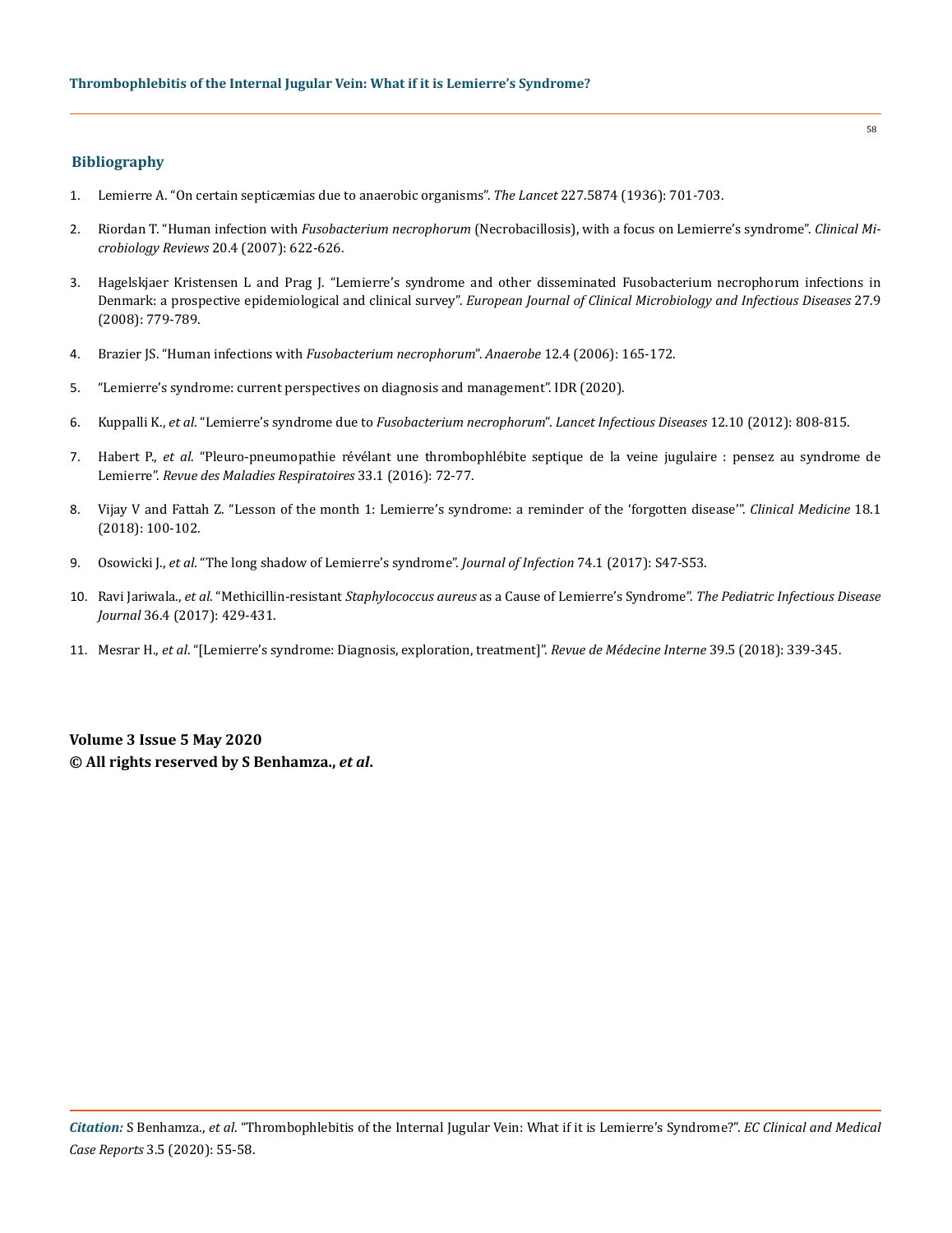## Bibliography

1. Lemierre A. "On certain septicæmias due to anaerobic organisms". *The Lancet* 227.5874 (1936): 701-703.
2. Riordan T. "Human infection with *Fusobacterium necrophorum* (Necrobacillosis), with a focus on Lemierre's syndrome". *Clinical Microbiology Reviews* 20.4 (2007): 622-626.
3. Hagelskjaer Kristensen L and Prag J. "Lemierre's syndrome and other disseminated Fusobacterium necrophorum infections in Denmark: a prospective epidemiological and clinical survey". *European Journal of Clinical Microbiology and Infectious Diseases* 27.9 (2008): 779-789.
4. Brazier JS. "Human infections with *Fusobacterium necrophorum*". *Anaerobe* 12.4 (2006): 165-172.
5. "Lemierre's syndrome: current perspectives on diagnosis and management". IDR (2020).
6. Kuppalli K., *et al*. "Lemierre's syndrome due to *Fusobacterium necrophorum*". *Lancet Infectious Diseases* 12.10 (2012): 808-815.
7. Habert P., *et al*. "Pleuro-pneumopathie révélant une thrombophlébite septique de la veine jugulaire : pensez au syndrome de Lemierre". *Revue des Maladies Respiratoires* 33.1 (2016): 72-77.
8. Vijay V and Fattah Z. "Lesson of the month 1: Lemierre's syndrome: a reminder of the 'forgotten disease'". *Clinical Medicine* 18.1 (2018): 100-102.
9. Osowicki J., *et al*. "The long shadow of Lemierre's syndrome". *Journal of Infection* 74.1 (2017): S47-S53.
10. Ravi Jariwala., *et al*. "Methicillin-resistant *Staphylococcus aureus* as a Cause of Lemierre's Syndrome". *The Pediatric Infectious Disease Journal* 36.4 (2017): 429-431.
11. Mesrar H., *et al*. "[Lemierre's syndrome: Diagnosis, exploration, treatment]". *Revue de Médecine Interne* 39.5 (2018): 339-345.

**Volume 3 Issue 5 May 2020**
**© All rights reserved by S Benhamza., *et al*.**